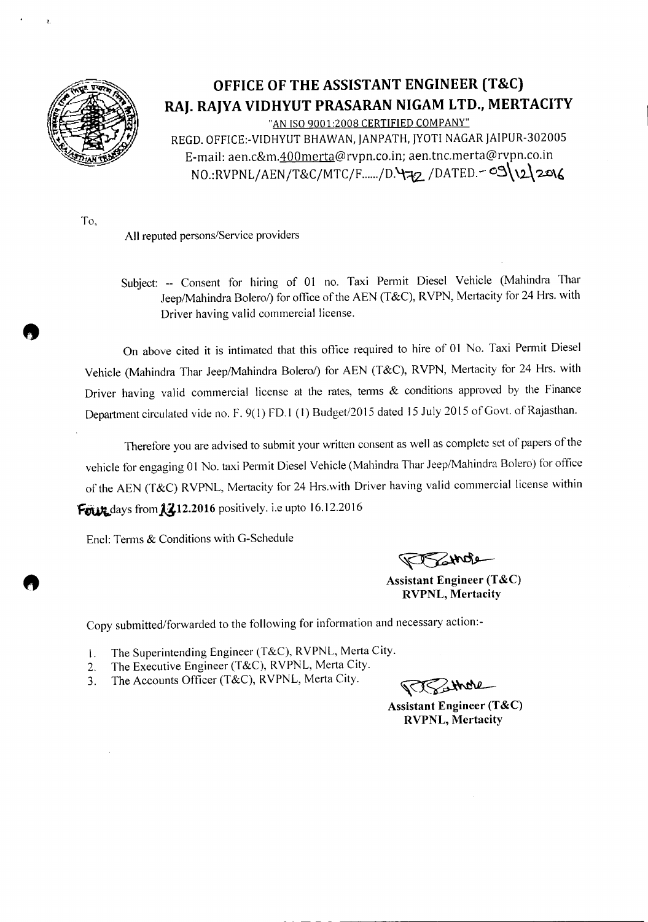# OFFICE OF THE ASSISTANT ENGINEER (T&C)
# RAJ. RAJYA VIDHYUT PRASARAN NIGAM LTD., MERTACITY

"AN ISO 9001:2008 CERTIFIED COMPANY"

REGD. OFFICE:-VIDHYUT BHAWAN, JANPATH, JYOTI NAGAR JAIPUR-302005

E-mail: aen.c&m.400merta@rvpn.co.in; aen.tnc.merta@rvpn.co.in

NO.:RVPNL/AEN/T&C/MTC/F....../D.472 /DATED.- 09\12\2016

To,

All reputed persons/Service providers

Subject: -- Consent for hiring of 01 no. Taxi Permit Diesel Vehicle (Mahindra Thar Jeep/Mahindra Bolero/) for office of the AEN (T&C), RVPN, Mertacity for 24 Hrs. with Driver having valid commercial license.

On above cited it is intimated that this office required to hire of 01 No. Taxi Permit Diesel Vehicle (Mahindra Thar Jeep/Mahindra Bolero/) for AEN (T&C), RVPN, Mertacity for 24 Hrs. with Driver having valid commercial license at the rates, terms & conditions approved by the Finance Department circulated vide no. F. 9(1) FD.1 (1) Budget/2015 dated 15 July 2015 of Govt. of Rajasthan.

Therefore you are advised to submit your written consent as well as complete set of papers of the vehicle for engaging 01 No. taxi Permit Diesel Vehicle (Mahindra Thar Jeep/Mahindra Bolero) for office of the AEN (T&C) RVPNL, Mertacity for 24 Hrs.with Driver having valid commercial license within **Four** days from **12.12.2016** positively. i.e upto 16.12.2016

Encl: Terms & Conditions with G-Schedule

**Assistant Engineer (T&C)**
**RVPNL, Mertacity**

Copy submitted/forwarded to the following for information and necessary action:-

1. The Superintending Engineer (T&C), RVPNL, Merta City.
2. The Executive Engineer (T&C), RVPNL, Merta City.
3. The Accounts Officer (T&C), RVPNL, Merta City.

**Assistant Engineer (T&C)**
**RVPNL, Mertacity**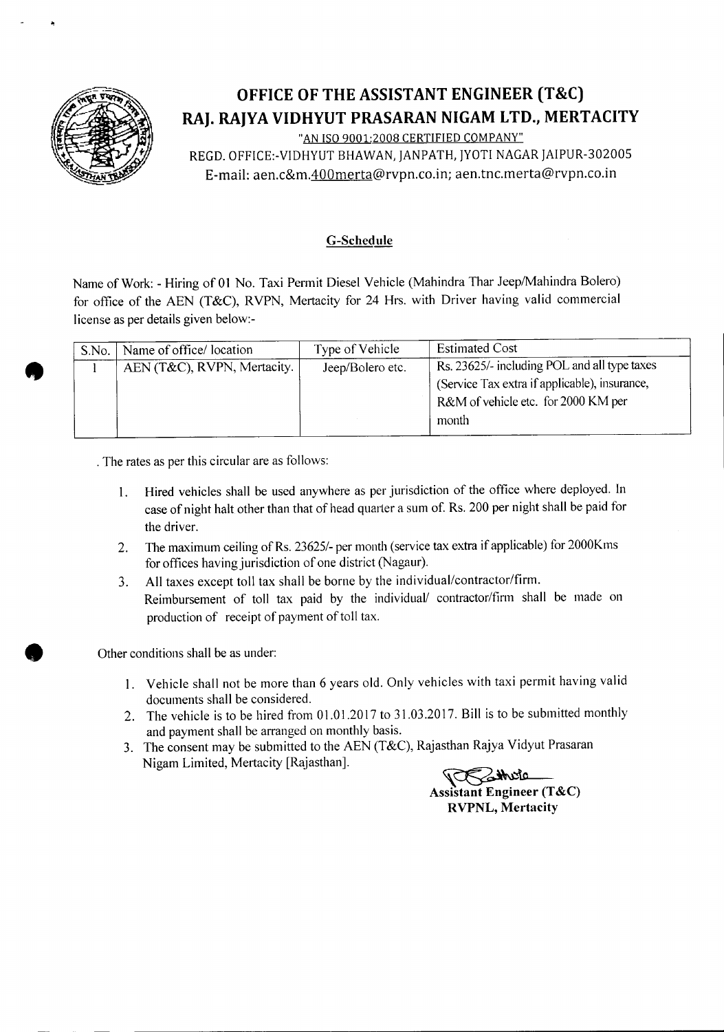# OFFICE OF THE ASSISTANT ENGINEER (T&C)
# RAJ. RAJYA VIDHYUT PRASARAN NIGAM LTD., MERTACITY

"AN ISO 9001:2008 CERTIFIED COMPANY"

REGD. OFFICE:-VIDHYUT BHAWAN, JANPATH, JYOTI NAGAR JAIPUR-302005

E-mail: aen.c&m.400merta@rvpn.co.in; aen.tnc.merta@rvpn.co.in

## G-Schedule

Name of Work: - Hiring of 01 No. Taxi Permit Diesel Vehicle (Mahindra Thar Jeep/Mahindra Bolero) for office of the AEN (T&C), RVPN, Mertacity for 24 Hrs. with Driver having valid commercial license as per details given below:-

| S.No. | Name of office/ location | Type of Vehicle | Estimated Cost |
|---|---|---|---|
| 1 | AEN (T&C), RVPN, Mertacity. | Jeep/Bolero etc. | Rs. 23625/- including POL and all type taxes (Service Tax extra if applicable), insurance, R&M of vehicle etc. for 2000 KM per month |

. The rates as per this circular are as follows:

1. Hired vehicles shall be used anywhere as per jurisdiction of the office where deployed. In case of night halt other than that of head quarter a sum of. Rs. 200 per night shall be paid for the driver.
2. The maximum ceiling of Rs. 23625/- per month (service tax extra if applicable) for 2000Kms for offices having jurisdiction of one district (Nagaur).
3. All taxes except toll tax shall be borne by the individual/contractor/firm.
   Reimbursement of toll tax paid by the individual/ contractor/firm shall be made on production of receipt of payment of toll tax.

Other conditions shall be as under:

1. Vehicle shall not be more than 6 years old. Only vehicles with taxi permit having valid documents shall be considered.
2. The vehicle is to be hired from 01.01.2017 to 31.03.2017. Bill is to be submitted monthly and payment shall be arranged on monthly basis.
3. The consent may be submitted to the AEN (T&C), Rajasthan Rajya Vidyut Prasaran Nigam Limited, Mertacity [Rajasthan].

**Assistant Engineer (T&C)**
**RVPNL, Mertacity**